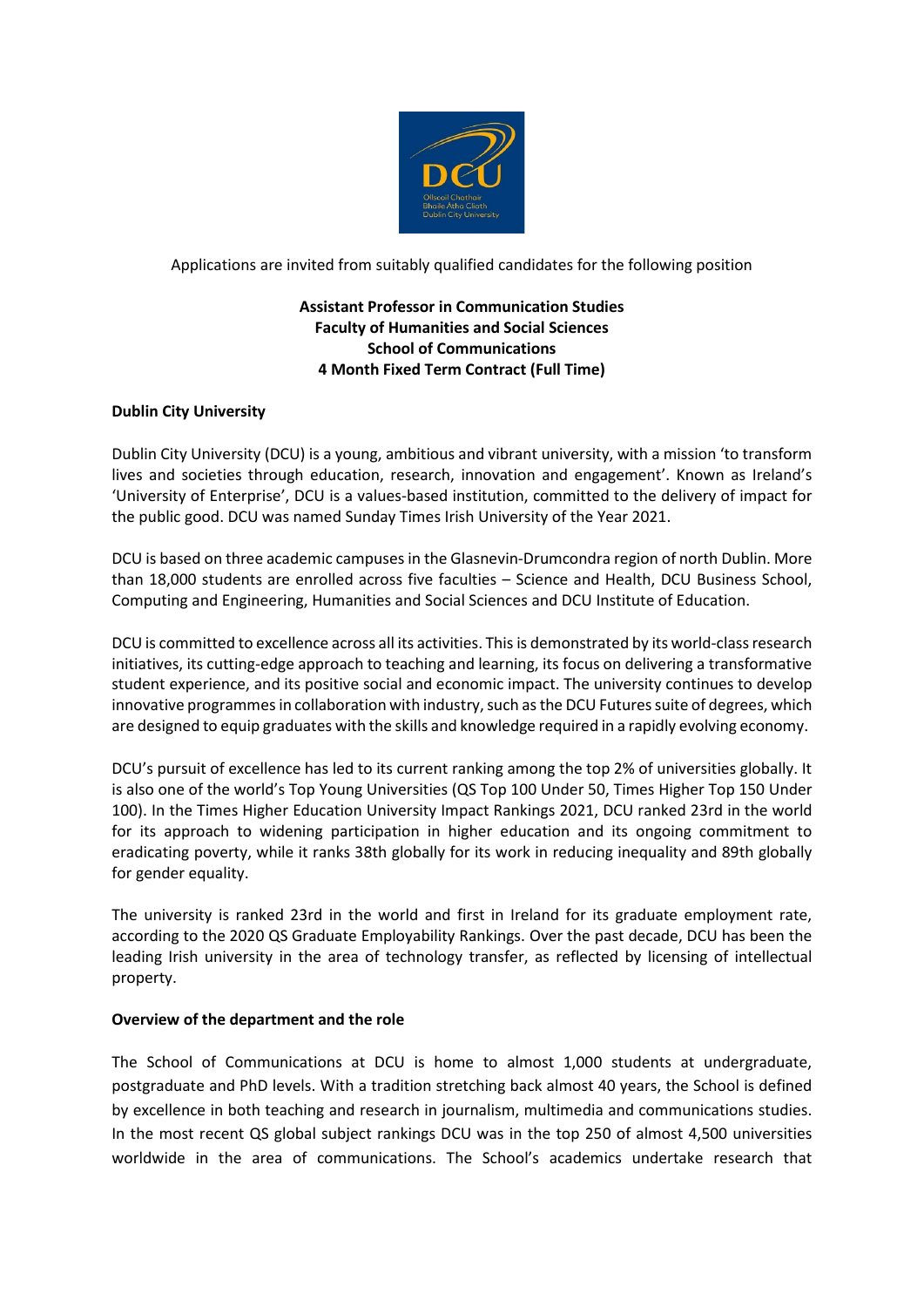Applications are invited from suitably qualified candidates for the following position

**Assistant Professor in Communication Studies**
**Faculty of Humanities and Social Sciences**
**School of Communications**
**4 Month Fixed Term Contract (Full Time)**

## Dublin City University

Dublin City University (DCU) is a young, ambitious and vibrant university, with a mission 'to transform lives and societies through education, research, innovation and engagement'. Known as Ireland's 'University of Enterprise', DCU is a values-based institution, committed to the delivery of impact for the public good. DCU was named Sunday Times Irish University of the Year 2021.

DCU is based on three academic campuses in the Glasnevin-Drumcondra region of north Dublin. More than 18,000 students are enrolled across five faculties – Science and Health, DCU Business School, Computing and Engineering, Humanities and Social Sciences and DCU Institute of Education.

DCU is committed to excellence across all its activities. This is demonstrated by its world-class research initiatives, its cutting-edge approach to teaching and learning, its focus on delivering a transformative student experience, and its positive social and economic impact. The university continues to develop innovative programmes in collaboration with industry, such as the DCU Futures suite of degrees, which are designed to equip graduates with the skills and knowledge required in a rapidly evolving economy.

DCU's pursuit of excellence has led to its current ranking among the top 2% of universities globally. It is also one of the world's Top Young Universities (QS Top 100 Under 50, Times Higher Top 150 Under 100). In the Times Higher Education University Impact Rankings 2021, DCU ranked 23rd in the world for its approach to widening participation in higher education and its ongoing commitment to eradicating poverty, while it ranks 38th globally for its work in reducing inequality and 89th globally for gender equality.

The university is ranked 23rd in the world and first in Ireland for its graduate employment rate, according to the 2020 QS Graduate Employability Rankings. Over the past decade, DCU has been the leading Irish university in the area of technology transfer, as reflected by licensing of intellectual property.

## Overview of the department and the role

The School of Communications at DCU is home to almost 1,000 students at undergraduate, postgraduate and PhD levels. With a tradition stretching back almost 40 years, the School is defined by excellence in both teaching and research in journalism, multimedia and communications studies. In the most recent QS global subject rankings DCU was in the top 250 of almost 4,500 universities worldwide in the area of communications. The School's academics undertake research that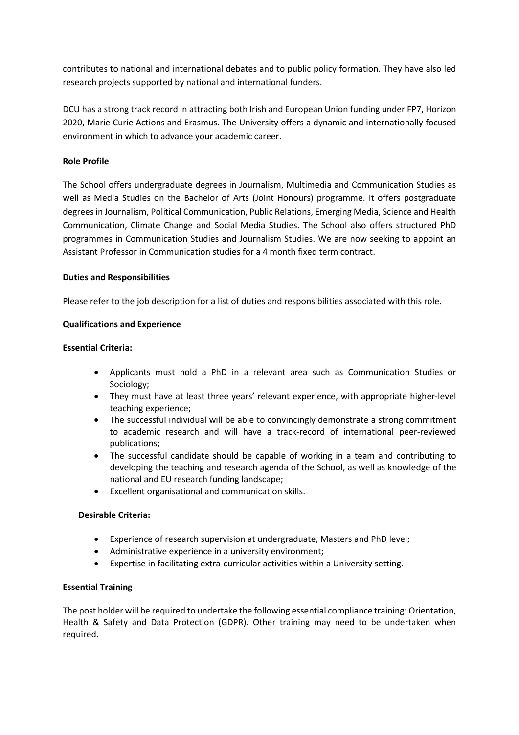contributes to national and international debates and to public policy formation. They have also led research projects supported by national and international funders.

DCU has a strong track record in attracting both Irish and European Union funding under FP7, Horizon 2020, Marie Curie Actions and Erasmus. The University offers a dynamic and internationally focused environment in which to advance your academic career.

**Role Profile**

The School offers undergraduate degrees in Journalism, Multimedia and Communication Studies as well as Media Studies on the Bachelor of Arts (Joint Honours) programme. It offers postgraduate degrees in Journalism, Political Communication, Public Relations, Emerging Media, Science and Health Communication, Climate Change and Social Media Studies. The School also offers structured PhD programmes in Communication Studies and Journalism Studies. We are now seeking to appoint an Assistant Professor in Communication studies for a 4 month fixed term contract.

**Duties and Responsibilities**

Please refer to the job description for a list of duties and responsibilities associated with this role.

**Qualifications and Experience**

**Essential Criteria:**

- Applicants must hold a PhD in a relevant area such as Communication Studies or Sociology;
- They must have at least three years' relevant experience, with appropriate higher-level teaching experience;
- The successful individual will be able to convincingly demonstrate a strong commitment to academic research and will have a track-record of international peer-reviewed publications;
- The successful candidate should be capable of working in a team and contributing to developing the teaching and research agenda of the School, as well as knowledge of the national and EU research funding landscape;
- Excellent organisational and communication skills.

**Desirable Criteria:**

- Experience of research supervision at undergraduate, Masters and PhD level;
- Administrative experience in a university environment;
- Expertise in facilitating extra-curricular activities within a University setting.

**Essential Training**

The post holder will be required to undertake the following essential compliance training: Orientation, Health & Safety and Data Protection (GDPR). Other training may need to be undertaken when required.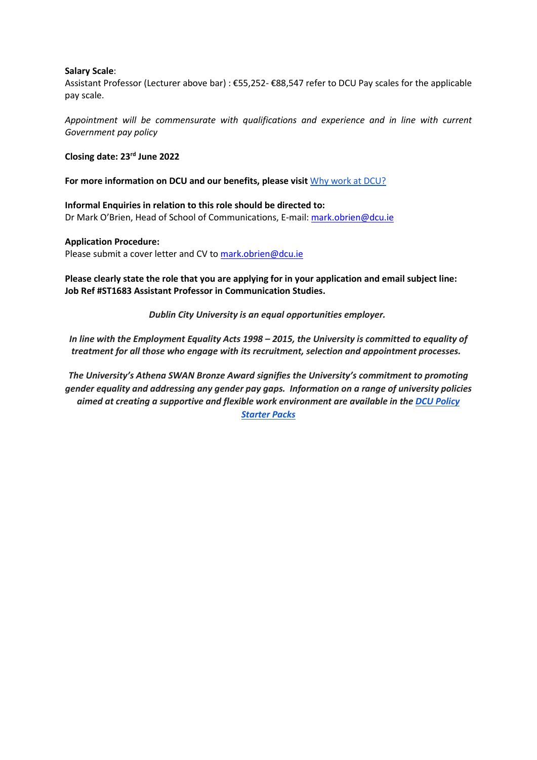**Salary Scale**:
Assistant Professor (Lecturer above bar) : €55,252- €88,547 refer to DCU Pay scales for the applicable pay scale.

*Appointment will be commensurate with qualifications and experience and in line with current Government pay policy*

**Closing date: 23rd June 2022**

**For more information on DCU and our benefits, please visit** Why work at DCU?

**Informal Enquiries in relation to this role should be directed to:**
Dr Mark O'Brien, Head of School of Communications, E-mail: mark.obrien@dcu.ie

**Application Procedure:**
Please submit a cover letter and CV to mark.obrien@dcu.ie

**Please clearly state the role that you are applying for in your application and email subject line: Job Ref #ST1683 Assistant Professor in Communication Studies.**

***Dublin City University is an equal opportunities employer.***

***In line with the Employment Equality Acts 1998 – 2015, the University is committed to equality of treatment for all those who engage with its recruitment, selection and appointment processes.***

***The University's Athena SWAN Bronze Award signifies the University's commitment to promoting gender equality and addressing any gender pay gaps. Information on a range of university policies aimed at creating a supportive and flexible work environment are available in the DCU Policy Starter Packs***